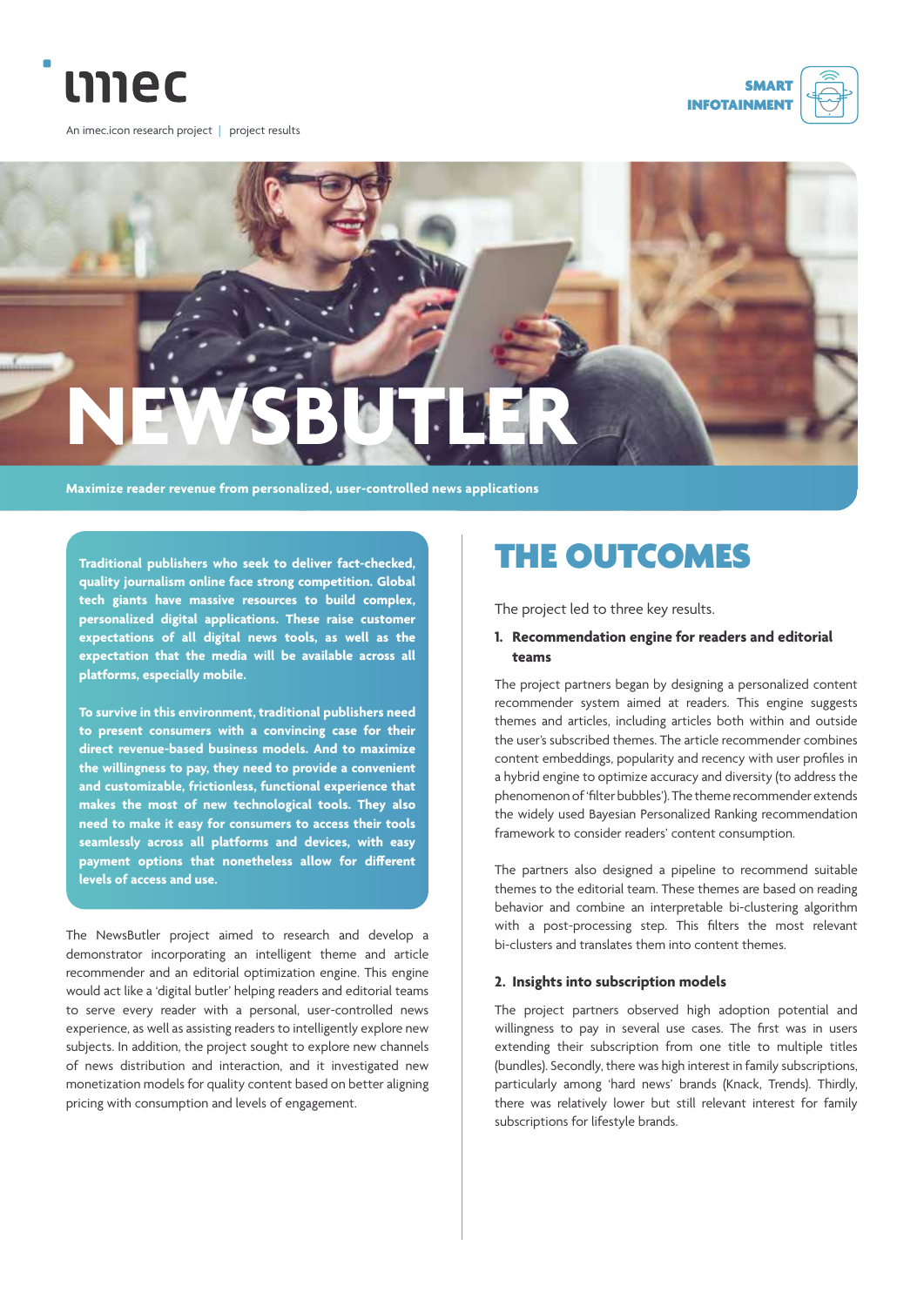imec

An imec.icon research project | project results

SMART INFOTAINMENT

# NEWSBUTLER

**Maximize reader revenue from personalized, user-controlled news applications**

**Traditional publishers who seek to deliver fact-checked, quality journalism online face strong competition. Global tech giants have massive resources to build complex, personalized digital applications. These raise customer expectations of all digital news tools, as well as the expectation that the media will be available across all platforms, especially mobile.**

**To survive in this environment, traditional publishers need to present consumers with a convincing case for their direct revenue-based business models. And to maximize the willingness to pay, they need to provide a convenient and customizable, frictionless, functional experience that makes the most of new technological tools. They also need to make it easy for consumers to access their tools seamlessly across all platforms and devices, with easy payment options that nonetheless allow for different levels of access and use.**

The NewsButler project aimed to research and develop a demonstrator incorporating an intelligent theme and article recommender and an editorial optimization engine. This engine would act like a 'digital butler' helping readers and editorial teams to serve every reader with a personal, user-controlled news experience, as well as assisting readers to intelligently explore new subjects. In addition, the project sought to explore new channels of news distribution and interaction, and it investigated new monetization models for quality content based on better aligning pricing with consumption and levels of engagement.

## THE OUTCOMES

The project led to three key results.

### 1. Recommendation engine for readers and editorial teams

The project partners began by designing a personalized content recommender system aimed at readers. This engine suggests themes and articles, including articles both within and outside the user's subscribed themes. The article recommender combines content embeddings, popularity and recency with user profiles in a hybrid engine to optimize accuracy and diversity (to address the phenomenon of 'filter bubbles'). The theme recommender extends the widely used Bayesian Personalized Ranking recommendation framework to consider readers' content consumption.

The partners also designed a pipeline to recommend suitable themes to the editorial team. These themes are based on reading behavior and combine an interpretable bi-clustering algorithm with a post-processing step. This filters the most relevant bi-clusters and translates them into content themes.

### 2. Insights into subscription models

The project partners observed high adoption potential and willingness to pay in several use cases. The first was in users extending their subscription from one title to multiple titles (bundles). Secondly, there was high interest in family subscriptions, particularly among 'hard news' brands (Knack, Trends). Thirdly, there was relatively lower but still relevant interest for family subscriptions for lifestyle brands.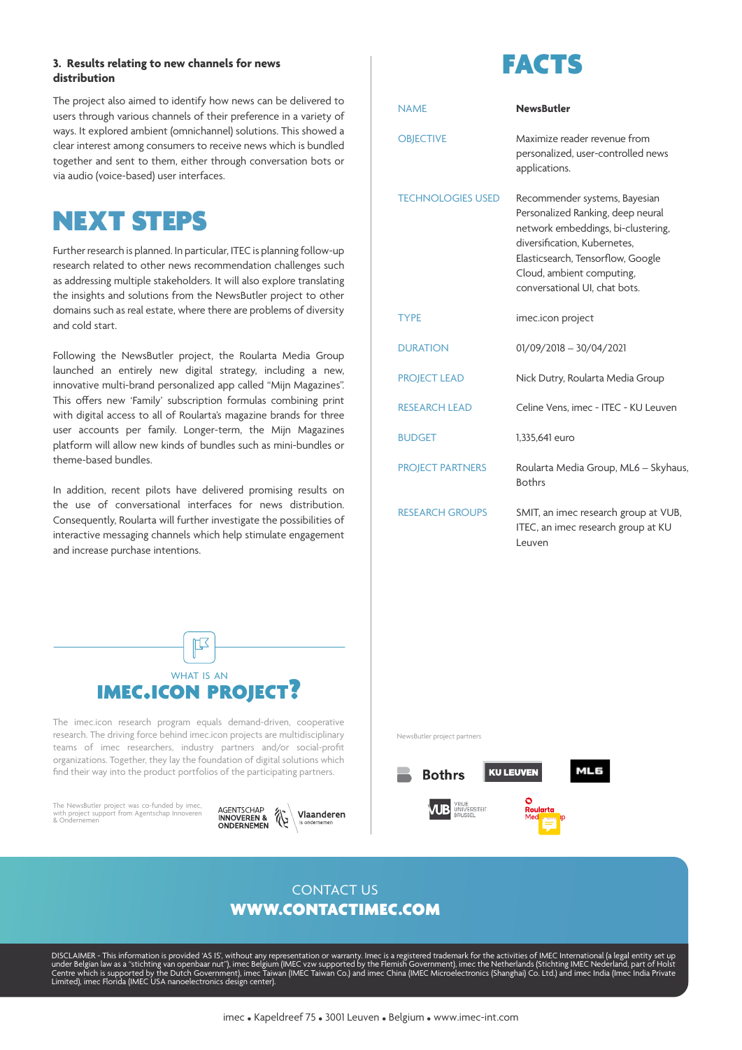### 3. Results relating to new channels for news distribution

The project also aimed to identify how news can be delivered to users through various channels of their preference in a variety of ways. It explored ambient (omnichannel) solutions. This showed a clear interest among consumers to receive news which is bundled together and sent to them, either through conversation bots or via audio (voice-based) user interfaces.

## NEXT STEPS

Further research is planned. In particular, ITEC is planning follow-up research related to other news recommendation challenges such as addressing multiple stakeholders. It will also explore translating the insights and solutions from the NewsButler project to other domains such as real estate, where there are problems of diversity and cold start.

Following the NewsButler project, the Roularta Media Group launched an entirely new digital strategy, including a new, innovative multi-brand personalized app called "Mijn Magazines". This offers new 'Family' subscription formulas combining print with digital access to all of Roularta's magazine brands for three user accounts per family. Longer-term, the Mijn Magazines platform will allow new kinds of bundles such as mini-bundles or theme-based bundles.

In addition, recent pilots have delivered promising results on the use of conversational interfaces for news distribution. Consequently, Roularta will further investigate the possibilities of interactive messaging channels which help stimulate engagement and increase purchase intentions.

WHAT IS AN

## IMEC.ICON PROJECT?

The imec.icon research program equals demand-driven, cooperative research. The driving force behind imec.icon projects are multidisciplinary teams of imec researchers, industry partners and/or social-profit organizations. Together, they lay the foundation of digital solutions which find their way into the product portfolios of the participating partners.

The NewsButler project was co-funded by imec, with project support from Agentschap Innoveren & Ondernemen

AGENTSCHAP INNOVEREN & ONDERNEMEN

Vlaanderen is ondernemen

## FACTS

| | |
|---|---|
| NAME | **NewsButler** |
| OBJECTIVE | Maximize reader revenue from personalized, user-controlled news applications. |
| TECHNOLOGIES USED | Recommender systems, Bayesian Personalized Ranking, deep neural network embeddings, bi-clustering, diversification, Kubernetes, Elasticsearch, Tensorflow, Google Cloud, ambient computing, conversational UI, chat bots. |
| TYPE | imec.icon project |
| DURATION | 01/09/2018 – 30/04/2021 |
| PROJECT LEAD | Nick Dutry, Roularta Media Group |
| RESEARCH LEAD | Celine Vens, imec - ITEC - KU Leuven |
| BUDGET | 1,335,641 euro |
| PROJECT PARTNERS | Roularta Media Group, ML6 – Skyhaus, Bothrs |
| RESEARCH GROUPS | SMIT, an imec research group at VUB, ITEC, an imec research group at KU Leuven |

NewsButler project partners

Bothrs · KU LEUVEN · ML6 · VUB Vrije Universiteit Brussel · Roularta Media Group

CONTACT US

**WWW.CONTACTIMEC.COM**

DISCLAIMER - This information is provided 'AS IS', without any representation or warranty. Imec is a registered trademark for the activities of IMEC International (a legal entity set up under Belgian law as a "stichting van openbaar nut"), imec Belgium (IMEC vzw supported by the Flemish Government), imec the Netherlands (Stichting IMEC Nederland, part of Holst Centre which is supported by the Dutch Government), imec Taiwan (IMEC Taiwan Co.) and imec China (IMEC Microelectronics (Shanghai) Co. Ltd.) and imec India (Imec India Private Limited), imec Florida (IMEC USA nanoelectronics design center).

imec • Kapeldreef 75 • 3001 Leuven • Belgium • www.imec-int.com